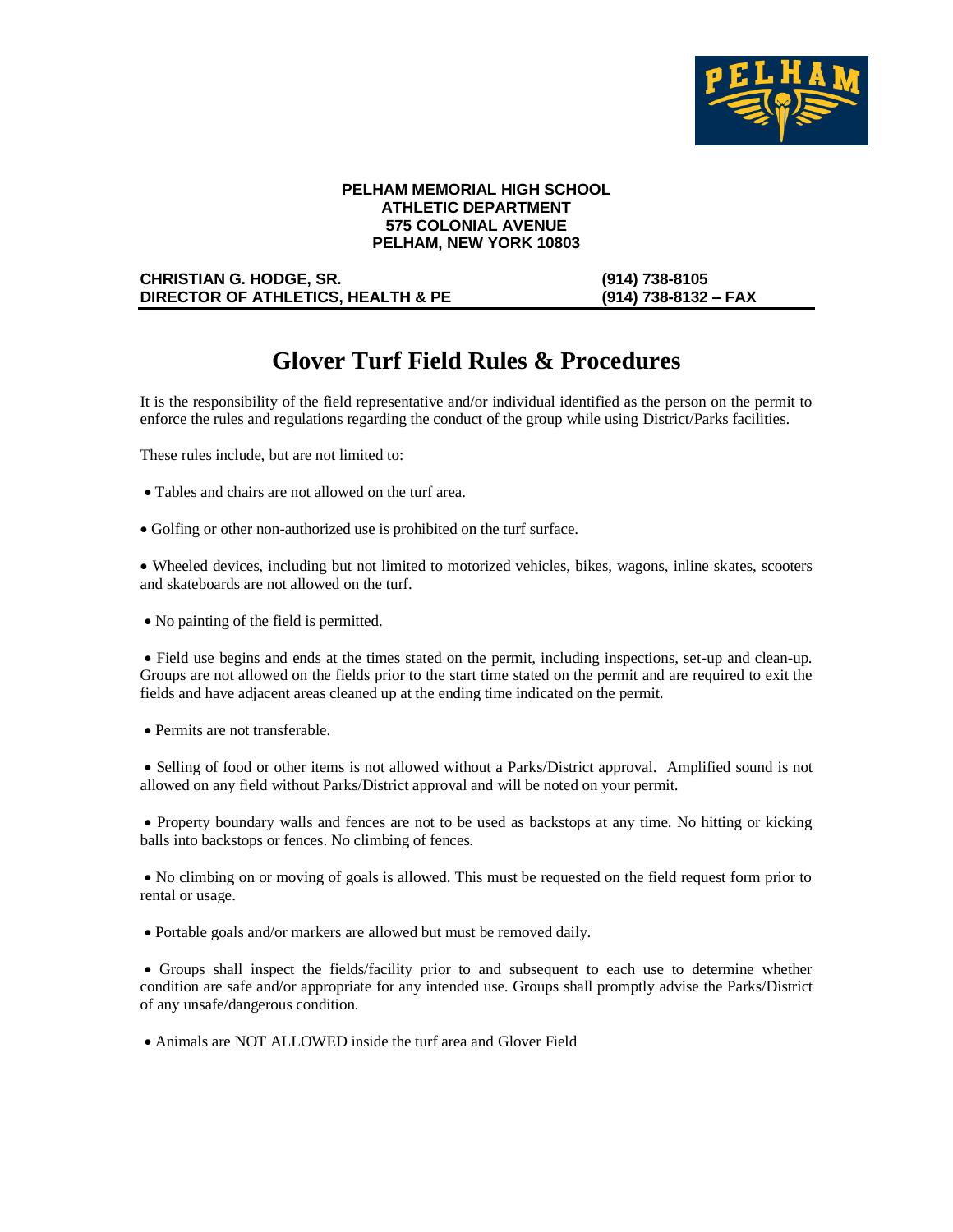**PELHAM MEMORIAL HIGH SCHOOL**
**ATHLETIC DEPARTMENT**
**575 COLONIAL AVENUE**
**PELHAM, NEW YORK 10803**

**CHRISTIAN G. HODGE, SR.** — **(914) 738-8105**
**DIRECTOR OF ATHLETICS, HEALTH & PE** — **(914) 738-8132 – FAX**

# Glover Turf Field Rules & Procedures

It is the responsibility of the field representative and/or individual identified as the person on the permit to enforce the rules and regulations regarding the conduct of the group while using District/Parks facilities.

These rules include, but are not limited to:

- Tables and chairs are not allowed on the turf area.

- Golfing or other non-authorized use is prohibited on the turf surface.

- Wheeled devices, including but not limited to motorized vehicles, bikes, wagons, inline skates, scooters and skateboards are not allowed on the turf.

- No painting of the field is permitted.

- Field use begins and ends at the times stated on the permit, including inspections, set-up and clean-up. Groups are not allowed on the fields prior to the start time stated on the permit and are required to exit the fields and have adjacent areas cleaned up at the ending time indicated on the permit.

- Permits are not transferable.

- Selling of food or other items is not allowed without a Parks/District approval. Amplified sound is not allowed on any field without Parks/District approval and will be noted on your permit.

- Property boundary walls and fences are not to be used as backstops at any time. No hitting or kicking balls into backstops or fences. No climbing of fences.

- No climbing on or moving of goals is allowed. This must be requested on the field request form prior to rental or usage.

- Portable goals and/or markers are allowed but must be removed daily.

- Groups shall inspect the fields/facility prior to and subsequent to each use to determine whether condition are safe and/or appropriate for any intended use. Groups shall promptly advise the Parks/District of any unsafe/dangerous condition.

- Animals are NOT ALLOWED inside the turf area and Glover Field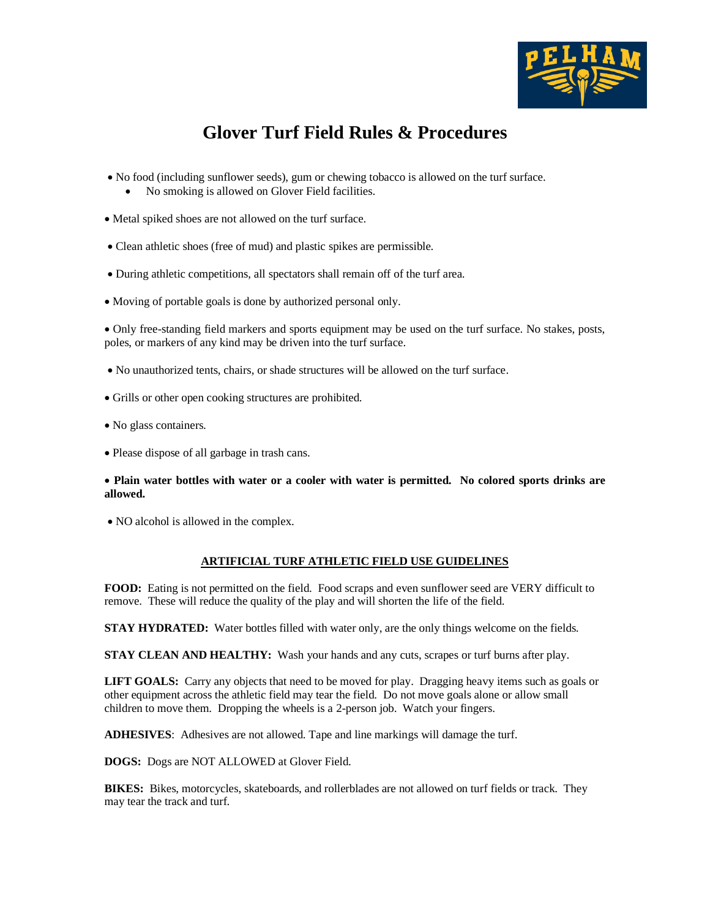# Glover Turf Field Rules & Procedures

- No food (including sunflower seeds), gum or chewing tobacco is allowed on the turf surface.
  - No smoking is allowed on Glover Field facilities.
- Metal spiked shoes are not allowed on the turf surface.
- Clean athletic shoes (free of mud) and plastic spikes are permissible.
- During athletic competitions, all spectators shall remain off of the turf area.
- Moving of portable goals is done by authorized personal only.
- Only free-standing field markers and sports equipment may be used on the turf surface. No stakes, posts, poles, or markers of any kind may be driven into the turf surface.
- No unauthorized tents, chairs, or shade structures will be allowed on the turf surface.
- Grills or other open cooking structures are prohibited.
- No glass containers.
- Please dispose of all garbage in trash cans.
- **Plain water bottles with water or a cooler with water is permitted. No colored sports drinks are allowed.**
- NO alcohol is allowed in the complex.

## ARTIFICIAL TURF ATHLETIC FIELD USE GUIDELINES

**FOOD:** Eating is not permitted on the field. Food scraps and even sunflower seed are VERY difficult to remove. These will reduce the quality of the play and will shorten the life of the field.

**STAY HYDRATED:** Water bottles filled with water only, are the only things welcome on the fields.

**STAY CLEAN AND HEALTHY:** Wash your hands and any cuts, scrapes or turf burns after play.

**LIFT GOALS:** Carry any objects that need to be moved for play. Dragging heavy items such as goals or other equipment across the athletic field may tear the field. Do not move goals alone or allow small children to move them. Dropping the wheels is a 2-person job. Watch your fingers.

**ADHESIVES**: Adhesives are not allowed. Tape and line markings will damage the turf.

**DOGS:** Dogs are NOT ALLOWED at Glover Field.

**BIKES:** Bikes, motorcycles, skateboards, and rollerblades are not allowed on turf fields or track. They may tear the track and turf.